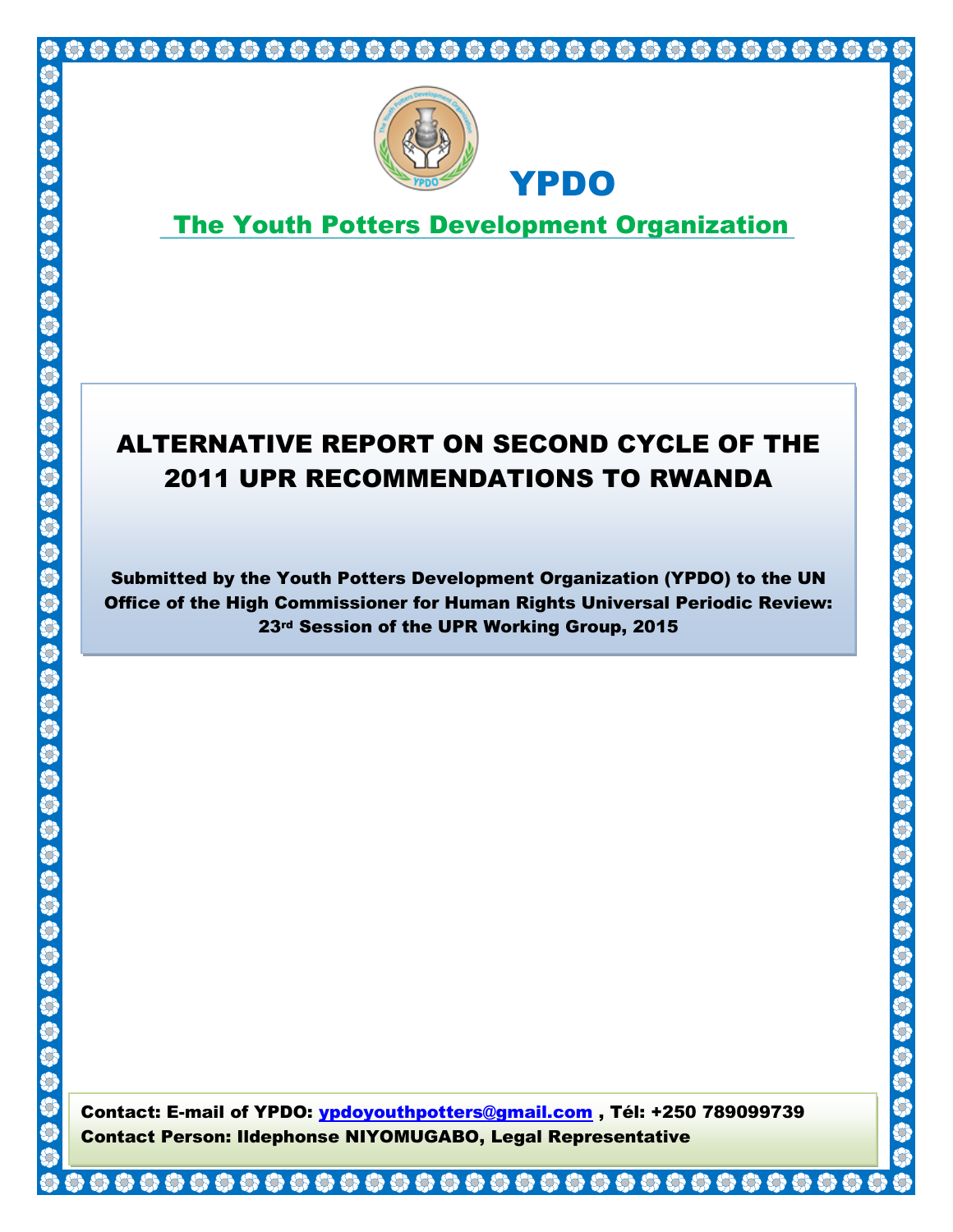# YPDO

## The Youth Potters Development Organization

# ALTERNATIVE REPORT ON SECOND CYCLE OF THE 2011 UPR RECOMMENDATIONS TO RWANDA

**Submitted by the Youth Potters Development Organization (YPDO) to the UN Office of the High Commissioner for Human Rights Universal Periodic Review: 23rd Session of the UPR Working Group, 2015**

**Contact: E-mail of YPDO: ypdoyouthpotters@gmail.com , Tél: +250 789099739**
**Contact Person: Ildephonse NIYOMUGABO, Legal Representative**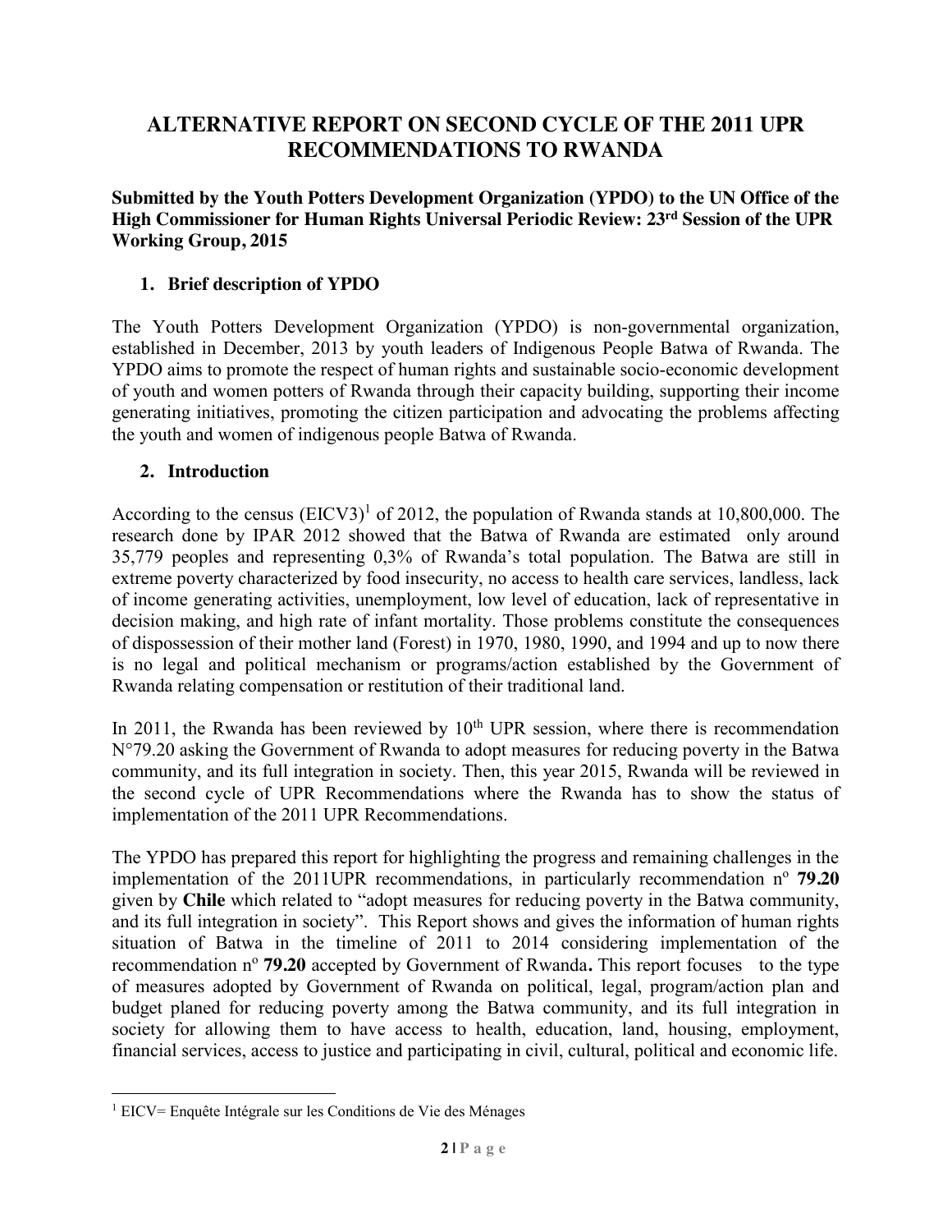# ALTERNATIVE REPORT ON SECOND CYCLE OF THE 2011 UPR RECOMMENDATIONS TO RWANDA

**Submitted by the Youth Potters Development Organization (YPDO) to the UN Office of the High Commissioner for Human Rights Universal Periodic Review: 23rd Session of the UPR Working Group, 2015**

## 1. Brief description of YPDO

The Youth Potters Development Organization (YPDO) is non-governmental organization, established in December, 2013 by youth leaders of Indigenous People Batwa of Rwanda. The YPDO aims to promote the respect of human rights and sustainable socio-economic development of youth and women potters of Rwanda through their capacity building, supporting their income generating initiatives, promoting the citizen participation and advocating the problems affecting the youth and women of indigenous people Batwa of Rwanda.

## 2. Introduction

According to the census (EICV3)[1] of 2012, the population of Rwanda stands at 10,800,000. The research done by IPAR 2012 showed that the Batwa of Rwanda are estimated only around 35,779 peoples and representing 0,3% of Rwanda's total population. The Batwa are still in extreme poverty characterized by food insecurity, no access to health care services, landless, lack of income generating activities, unemployment, low level of education, lack of representative in decision making, and high rate of infant mortality. Those problems constitute the consequences of dispossession of their mother land (Forest) in 1970, 1980, 1990, and 1994 and up to now there is no legal and political mechanism or programs/action established by the Government of Rwanda relating compensation or restitution of their traditional land.

In 2011, the Rwanda has been reviewed by 10th UPR session, where there is recommendation N°79.20 asking the Government of Rwanda to adopt measures for reducing poverty in the Batwa community, and its full integration in society. Then, this year 2015, Rwanda will be reviewed in the second cycle of UPR Recommendations where the Rwanda has to show the status of implementation of the 2011 UPR Recommendations.

The YPDO has prepared this report for highlighting the progress and remaining challenges in the implementation of the 2011UPR recommendations, in particularly recommendation n° **79.20** given by **Chile** which related to "adopt measures for reducing poverty in the Batwa community, and its full integration in society". This Report shows and gives the information of human rights situation of Batwa in the timeline of 2011 to 2014 considering implementation of the recommendation n° **79.20** accepted by Government of Rwanda**.** This report focuses to the type of measures adopted by Government of Rwanda on political, legal, program/action plan and budget planed for reducing poverty among the Batwa community, and its full integration in society for allowing them to have access to health, education, land, housing, employment, financial services, access to justice and participating in civil, cultural, political and economic life.

[1] EICV= Enquête Intégrale sur les Conditions de Vie des Ménages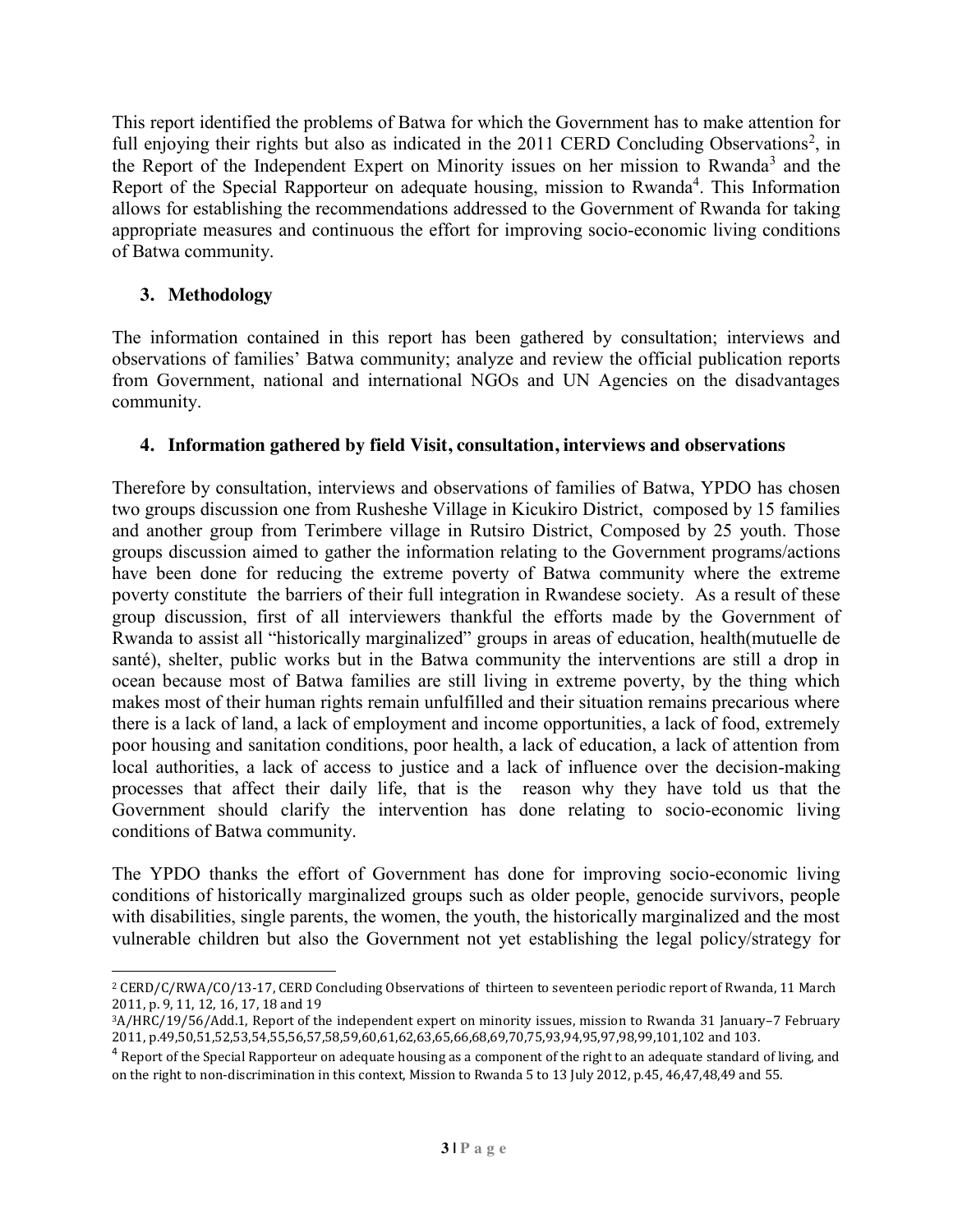This report identified the problems of Batwa for which the Government has to make attention for full enjoying their rights but also as indicated in the 2011 CERD Concluding Observations[2], in the Report of the Independent Expert on Minority issues on her mission to Rwanda[3] and the Report of the Special Rapporteur on adequate housing, mission to Rwanda[4]. This Information allows for establishing the recommendations addressed to the Government of Rwanda for taking appropriate measures and continuous the effort for improving socio-economic living conditions of Batwa community.

## 3. Methodology

The information contained in this report has been gathered by consultation; interviews and observations of families' Batwa community; analyze and review the official publication reports from Government, national and international NGOs and UN Agencies on the disadvantages community.

## 4. Information gathered by field Visit, consultation, interviews and observations

Therefore by consultation, interviews and observations of families of Batwa, YPDO has chosen two groups discussion one from Rusheshe Village in Kicukiro District, composed by 15 families and another group from Terimbere village in Rutsiro District, Composed by 25 youth. Those groups discussion aimed to gather the information relating to the Government programs/actions have been done for reducing the extreme poverty of Batwa community where the extreme poverty constitute the barriers of their full integration in Rwandese society. As a result of these group discussion, first of all interviewers thankful the efforts made by the Government of Rwanda to assist all "historically marginalized" groups in areas of education, health(mutuelle de santé), shelter, public works but in the Batwa community the interventions are still a drop in ocean because most of Batwa families are still living in extreme poverty, by the thing which makes most of their human rights remain unfulfilled and their situation remains precarious where there is a lack of land, a lack of employment and income opportunities, a lack of food, extremely poor housing and sanitation conditions, poor health, a lack of education, a lack of attention from local authorities, a lack of access to justice and a lack of influence over the decision-making processes that affect their daily life, that is the reason why they have told us that the Government should clarify the intervention has done relating to socio-economic living conditions of Batwa community.

The YPDO thanks the effort of Government has done for improving socio-economic living conditions of historically marginalized groups such as older people, genocide survivors, people with disabilities, single parents, the women, the youth, the historically marginalized and the most vulnerable children but also the Government not yet establishing the legal policy/strategy for

---

[2] CERD/C/RWA/CO/13-17, CERD Concluding Observations of thirteen to seventeen periodic report of Rwanda, 11 March 2011, p. 9, 11, 12, 16, 17, 18 and 19

[3] A/HRC/19/56/Add.1, Report of the independent expert on minority issues, mission to Rwanda 31 January–7 February 2011, p.49,50,51,52,53,54,55,56,57,58,59,60,61,62,63,65,66,68,69,70,75,93,94,95,97,98,99,101,102 and 103.

[4] Report of the Special Rapporteur on adequate housing as a component of the right to an adequate standard of living, and on the right to non-discrimination in this context, Mission to Rwanda 5 to 13 July 2012, p.45, 46,47,48,49 and 55.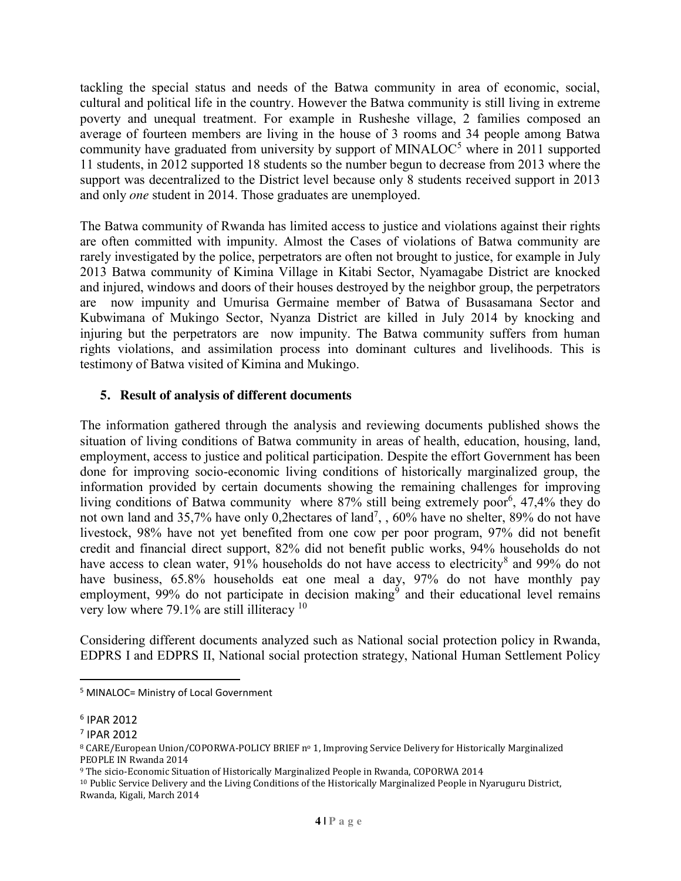tackling the special status and needs of the Batwa community in area of economic, social, cultural and political life in the country. However the Batwa community is still living in extreme poverty and unequal treatment. For example in Rusheshe village, 2 families composed an average of fourteen members are living in the house of 3 rooms and 34 people among Batwa community have graduated from university by support of MINALOC[5] where in 2011 supported 11 students, in 2012 supported 18 students so the number begun to decrease from 2013 where the support was decentralized to the District level because only 8 students received support in 2013 and only *one* student in 2014. Those graduates are unemployed.

The Batwa community of Rwanda has limited access to justice and violations against their rights are often committed with impunity. Almost the Cases of violations of Batwa community are rarely investigated by the police, perpetrators are often not brought to justice, for example in July 2013 Batwa community of Kimina Village in Kitabi Sector, Nyamagabe District are knocked and injured, windows and doors of their houses destroyed by the neighbor group, the perpetrators are now impunity and Umurisa Germaine member of Batwa of Busasamana Sector and Kubwimana of Mukingo Sector, Nyanza District are killed in July 2014 by knocking and injuring but the perpetrators are now impunity. The Batwa community suffers from human rights violations, and assimilation process into dominant cultures and livelihoods. This is testimony of Batwa visited of Kimina and Mukingo.

## 5. Result of analysis of different documents

The information gathered through the analysis and reviewing documents published shows the situation of living conditions of Batwa community in areas of health, education, housing, land, employment, access to justice and political participation. Despite the effort Government has been done for improving socio-economic living conditions of historically marginalized group, the information provided by certain documents showing the remaining challenges for improving living conditions of Batwa community where 87% still being extremely poor[6], 47,4% they do not own land and 35,7% have only 0,2hectares of land[7], , 60% have no shelter, 89% do not have livestock, 98% have not yet benefited from one cow per poor program, 97% did not benefit credit and financial direct support, 82% did not benefit public works, 94% households do not have access to clean water, 91% households do not have access to electricity[8] and 99% do not have business, 65.8% households eat one meal a day, 97% do not have monthly pay employment, 99% do not participate in decision making[9] and their educational level remains very low where 79.1% are still illiteracy [10]

Considering different documents analyzed such as National social protection policy in Rwanda, EDPRS I and EDPRS II, National social protection strategy, National Human Settlement Policy

---

[5] MINALOC= Ministry of Local Government

[6] IPAR 2012

[7] IPAR 2012

[8] CARE/European Union/COPORWA-POLICY BRIEF nº 1, Improving Service Delivery for Historically Marginalized PEOPLE IN Rwanda 2014

[9] The sicio-Economic Situation of Historically Marginalized People in Rwanda, COPORWA 2014

[10] Public Service Delivery and the Living Conditions of the Historically Marginalized People in Nyaruguru District, Rwanda, Kigali, March 2014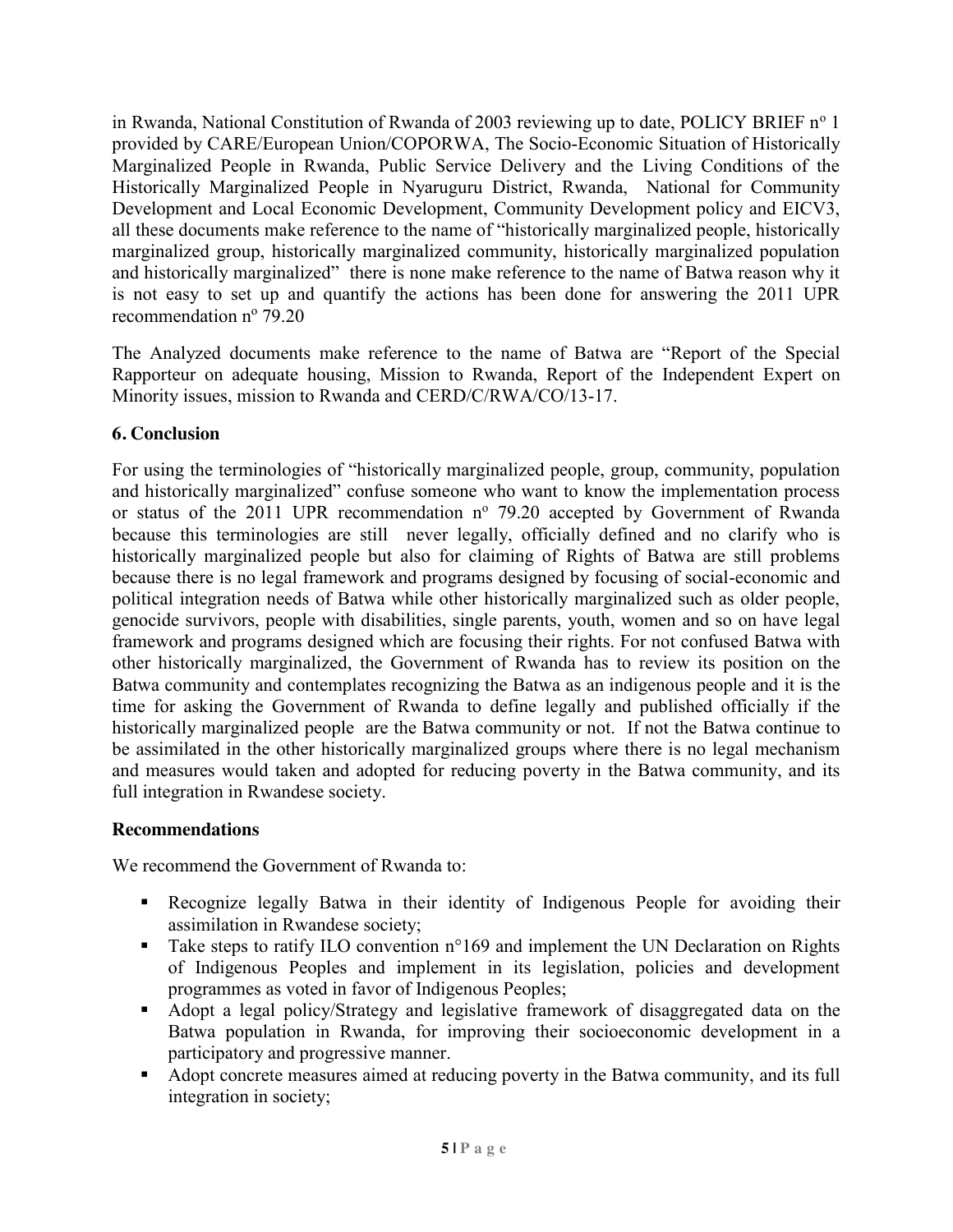in Rwanda, National Constitution of Rwanda of 2003 reviewing up to date, POLICY BRIEF nº 1 provided by CARE/European Union/COPORWA, The Socio-Economic Situation of Historically Marginalized People in Rwanda, Public Service Delivery and the Living Conditions of the Historically Marginalized People in Nyaruguru District, Rwanda, National for Community Development and Local Economic Development, Community Development policy and EICV3, all these documents make reference to the name of "historically marginalized people, historically marginalized group, historically marginalized community, historically marginalized population and historically marginalized" there is none make reference to the name of Batwa reason why it is not easy to set up and quantify the actions has been done for answering the 2011 UPR recommendation nº 79.20

The Analyzed documents make reference to the name of Batwa are "Report of the Special Rapporteur on adequate housing, Mission to Rwanda, Report of the Independent Expert on Minority issues, mission to Rwanda and CERD/C/RWA/CO/13-17.

## 6. Conclusion

For using the terminologies of "historically marginalized people, group, community, population and historically marginalized" confuse someone who want to know the implementation process or status of the 2011 UPR recommendation nº 79.20 accepted by Government of Rwanda because this terminologies are still never legally, officially defined and no clarify who is historically marginalized people but also for claiming of Rights of Batwa are still problems because there is no legal framework and programs designed by focusing of social-economic and political integration needs of Batwa while other historically marginalized such as older people, genocide survivors, people with disabilities, single parents, youth, women and so on have legal framework and programs designed which are focusing their rights. For not confused Batwa with other historically marginalized, the Government of Rwanda has to review its position on the Batwa community and contemplates recognizing the Batwa as an indigenous people and it is the time for asking the Government of Rwanda to define legally and published officially if the historically marginalized people are the Batwa community or not. If not the Batwa continue to be assimilated in the other historically marginalized groups where there is no legal mechanism and measures would taken and adopted for reducing poverty in the Batwa community, and its full integration in Rwandese society.

### Recommendations

We recommend the Government of Rwanda to:

- Recognize legally Batwa in their identity of Indigenous People for avoiding their assimilation in Rwandese society;
- Take steps to ratify ILO convention n°169 and implement the UN Declaration on Rights of Indigenous Peoples and implement in its legislation, policies and development programmes as voted in favor of Indigenous Peoples;
- Adopt a legal policy/Strategy and legislative framework of disaggregated data on the Batwa population in Rwanda, for improving their socioeconomic development in a participatory and progressive manner.
- Adopt concrete measures aimed at reducing poverty in the Batwa community, and its full integration in society;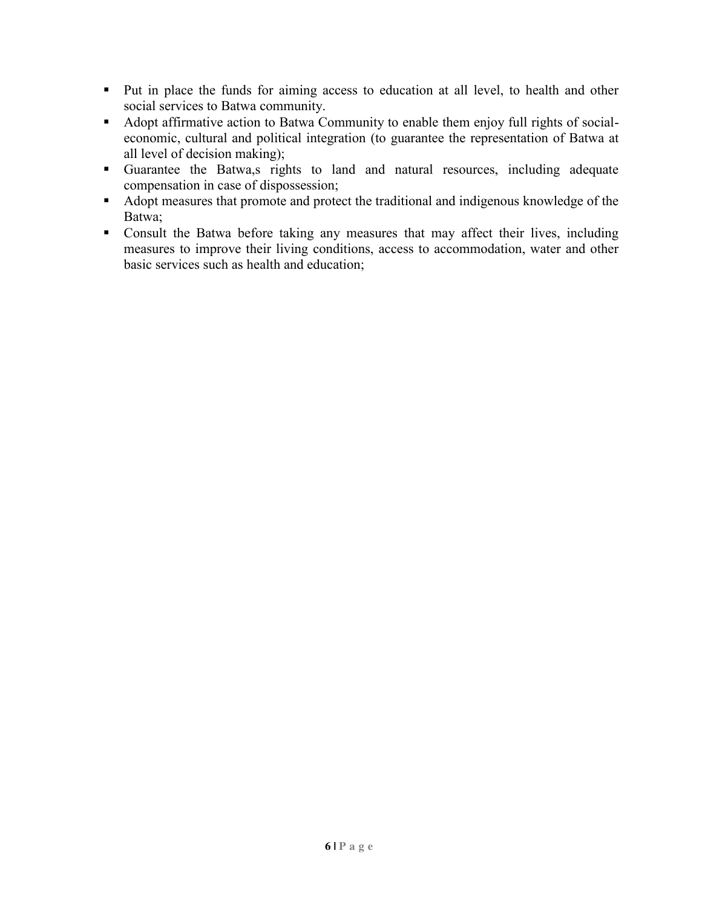- Put in place the funds for aiming access to education at all level, to health and other social services to Batwa community.
- Adopt affirmative action to Batwa Community to enable them enjoy full rights of social-economic, cultural and political integration (to guarantee the representation of Batwa at all level of decision making);
- Guarantee the Batwa,s rights to land and natural resources, including adequate compensation in case of dispossession;
- Adopt measures that promote and protect the traditional and indigenous knowledge of the Batwa;
- Consult the Batwa before taking any measures that may affect their lives, including measures to improve their living conditions, access to accommodation, water and other basic services such as health and education;